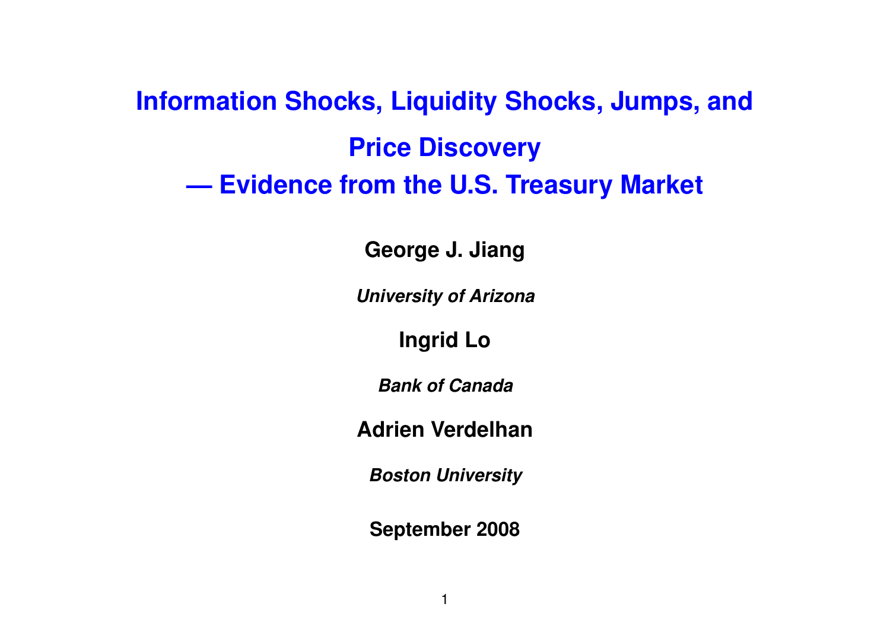# Information Shocks, Liquidity Shocks, Jumps, and Price Discovery
# — Evidence from the U.S. Treasury Market

**George J. Jiang**

***University of Arizona***

**Ingrid Lo**

***Bank of Canada***

**Adrien Verdelhan**

***Boston University***

**September 2008**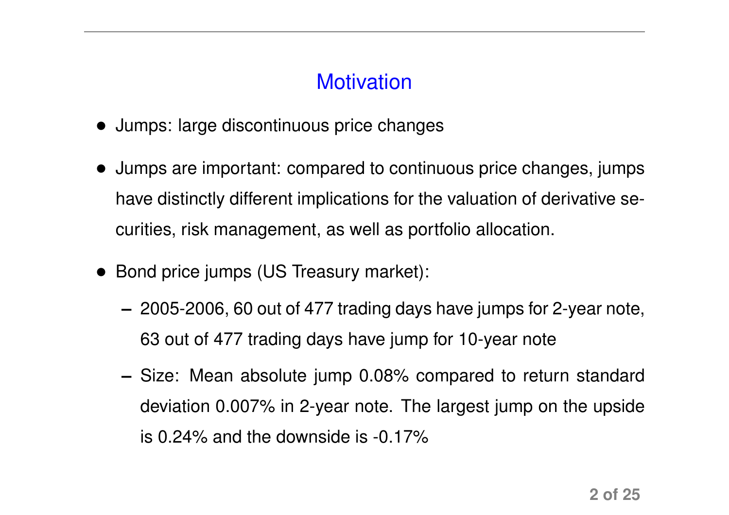# Motivation

- Jumps: large discontinuous price changes
- Jumps are important: compared to continuous price changes, jumps have distinctly different implications for the valuation of derivative securities, risk management, as well as portfolio allocation.
- Bond price jumps (US Treasury market):
  - 2005-2006, 60 out of 477 trading days have jumps for 2-year note, 63 out of 477 trading days have jump for 10-year note
  - Size: Mean absolute jump 0.08% compared to return standard deviation 0.007% in 2-year note. The largest jump on the upside is 0.24% and the downside is -0.17%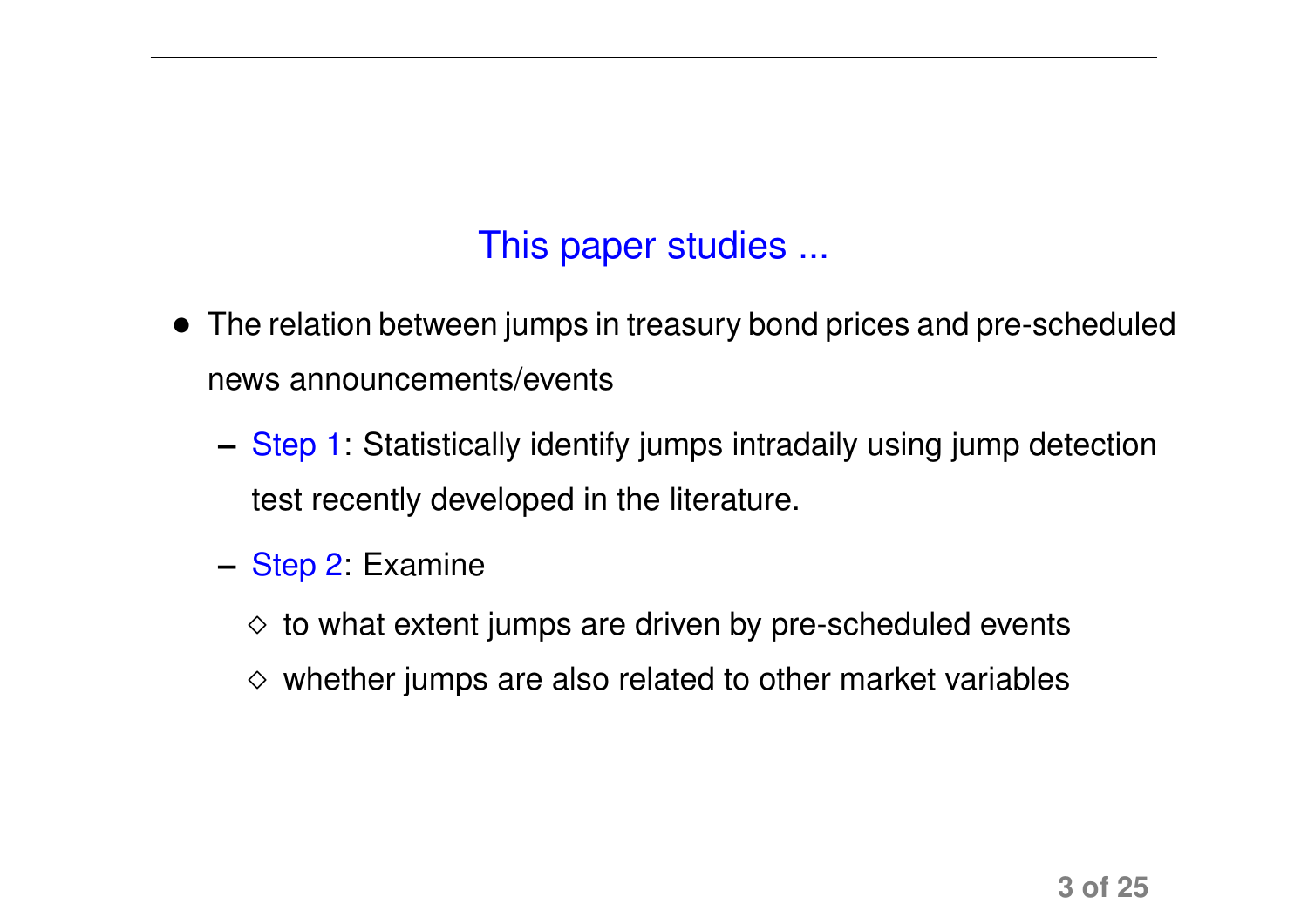## This paper studies ...

- The relation between jumps in treasury bond prices and pre-scheduled news announcements/events
  - Step 1: Statistically identify jumps intradaily using jump detection test recently developed in the literature.
  - Step 2: Examine
    - ◇ to what extent jumps are driven by pre-scheduled events
    - ◇ whether jumps are also related to other market variables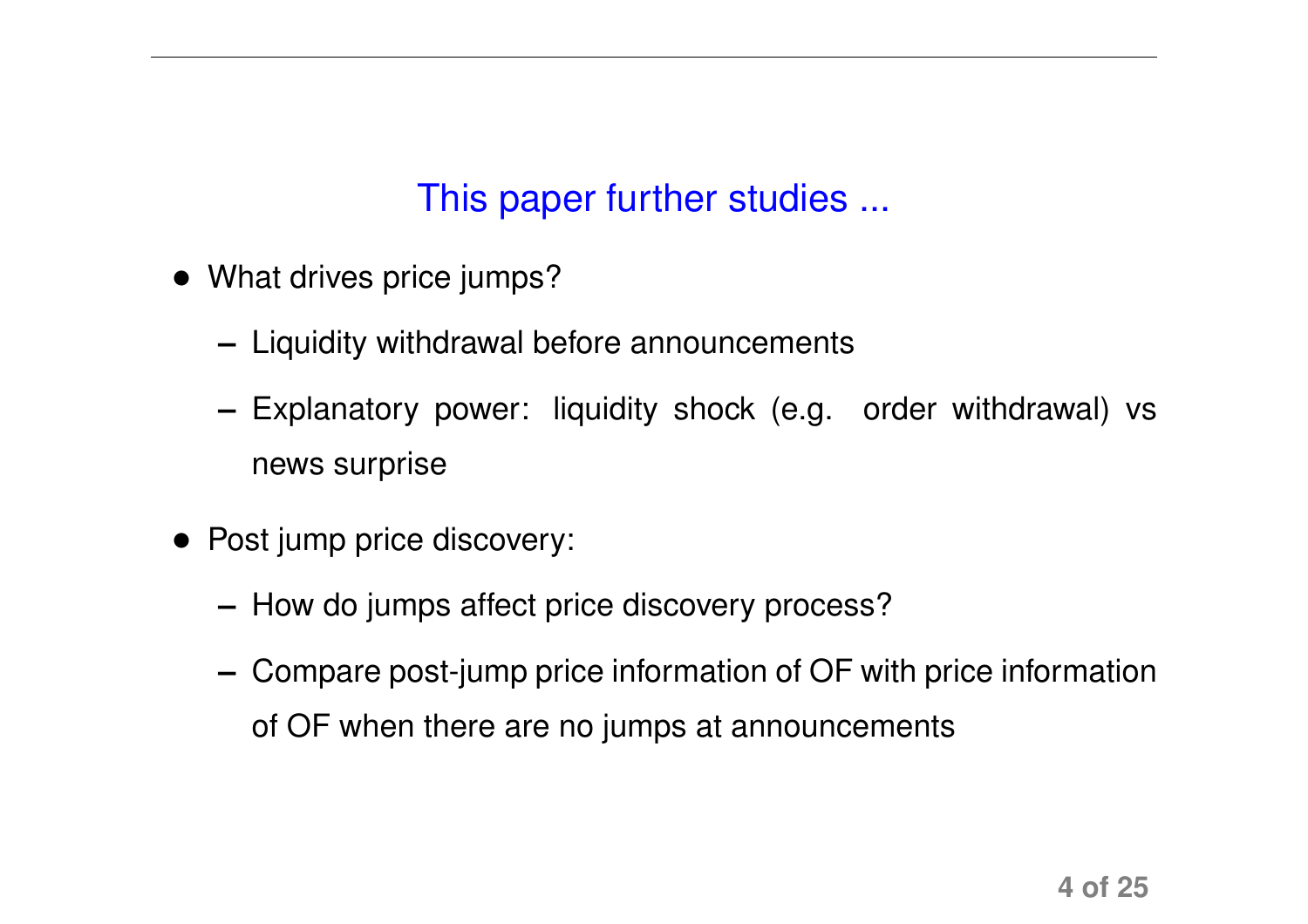## This paper further studies ...

- What drives price jumps?
  - Liquidity withdrawal before announcements
  - Explanatory power: liquidity shock (e.g. order withdrawal) vs news surprise
- Post jump price discovery:
  - How do jumps affect price discovery process?
  - Compare post-jump price information of OF with price information of OF when there are no jumps at announcements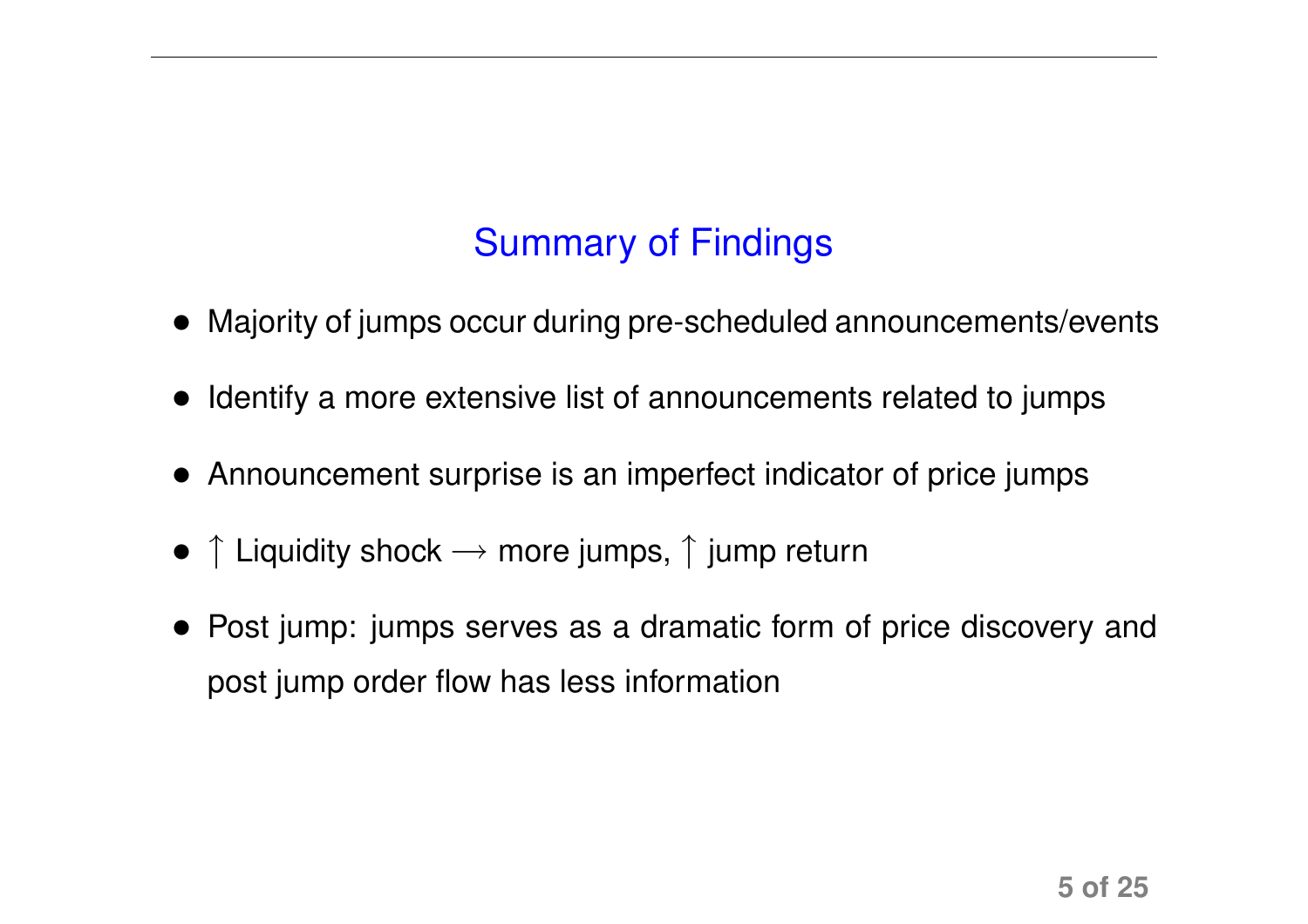## Summary of Findings

- Majority of jumps occur during pre-scheduled announcements/events
- Identify a more extensive list of announcements related to jumps
- Announcement surprise is an imperfect indicator of price jumps
- $\uparrow$ Liquidity shock $\longrightarrow$ more jumps, $\uparrow$ jump return
- Post jump: jumps serves as a dramatic form of price discovery and post jump order flow has less information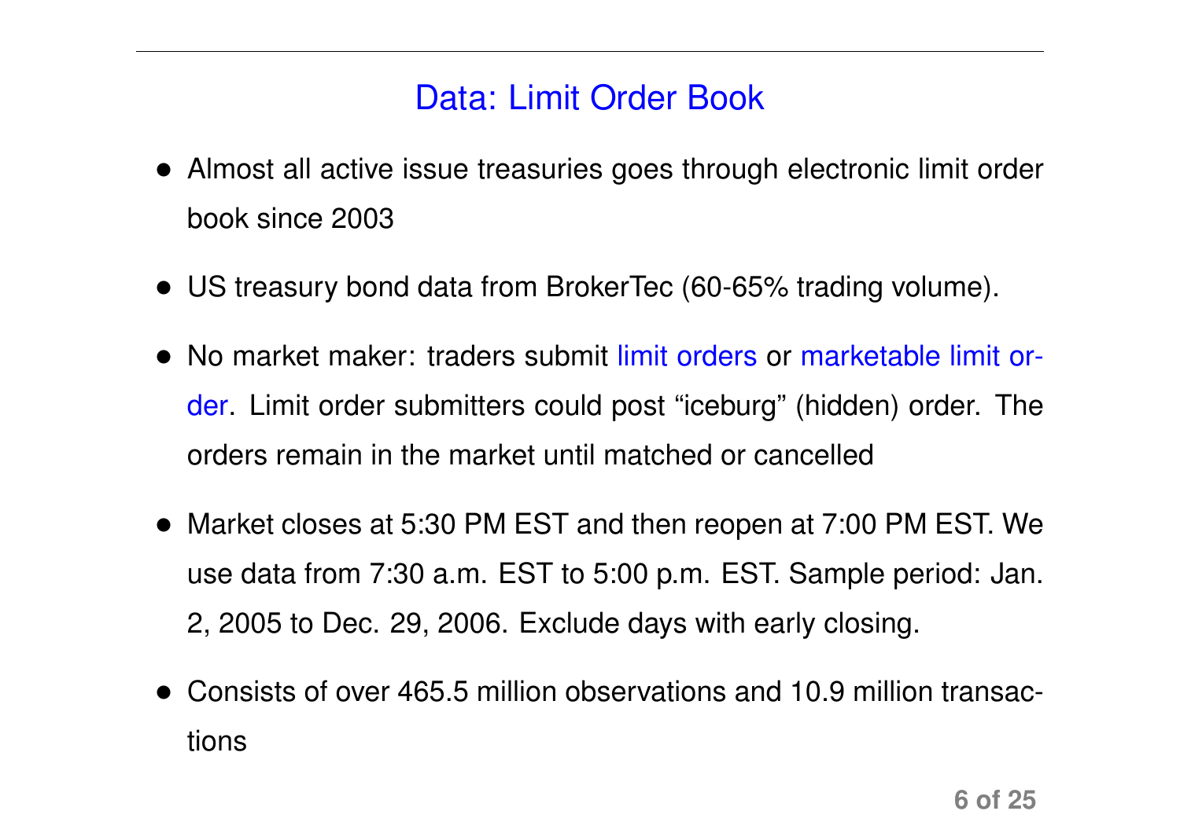## Data: Limit Order Book

- Almost all active issue treasuries goes through electronic limit order book since 2003
- US treasury bond data from BrokerTec (60-65% trading volume).
- No market maker: traders submit limit orders or marketable limit order. Limit order submitters could post "iceburg" (hidden) order. The orders remain in the market until matched or cancelled
- Market closes at 5:30 PM EST and then reopen at 7:00 PM EST. We use data from 7:30 a.m. EST to 5:00 p.m. EST. Sample period: Jan. 2, 2005 to Dec. 29, 2006. Exclude days with early closing.
- Consists of over 465.5 million observations and 10.9 million transactions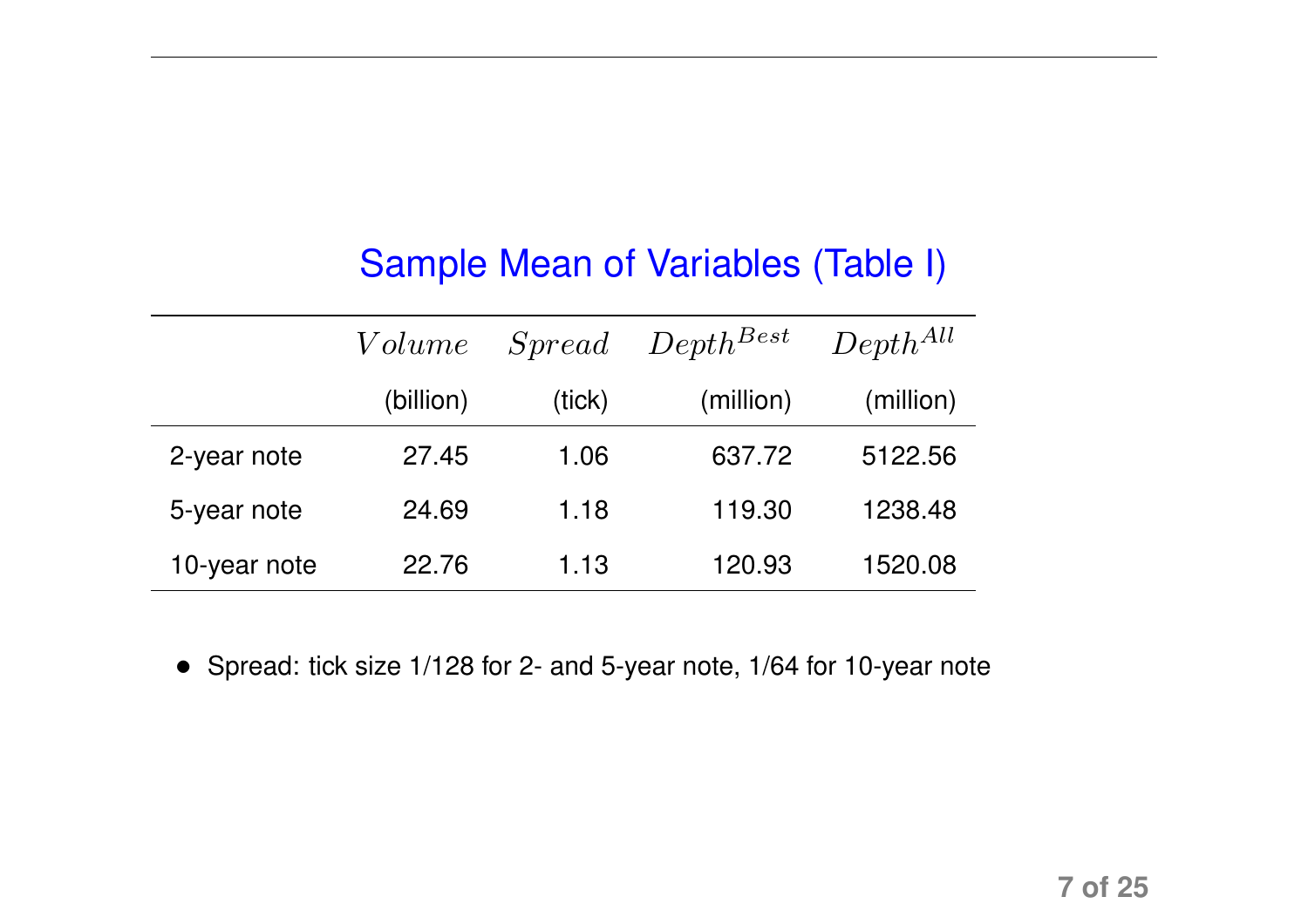## Sample Mean of Variables (Table I)

| | $Volume$ | $Spread$ | $Depth^{Best}$ | $Depth^{All}$ |
|---|---|---|---|---|
| | (billion) | (tick) | (million) | (million) |
| 2-year note | 27.45 | 1.06 | 637.72 | 5122.56 |
| 5-year note | 24.69 | 1.18 | 119.30 | 1238.48 |
| 10-year note | 22.76 | 1.13 | 120.93 | 1520.08 |

- Spread: tick size 1/128 for 2- and 5-year note, 1/64 for 10-year note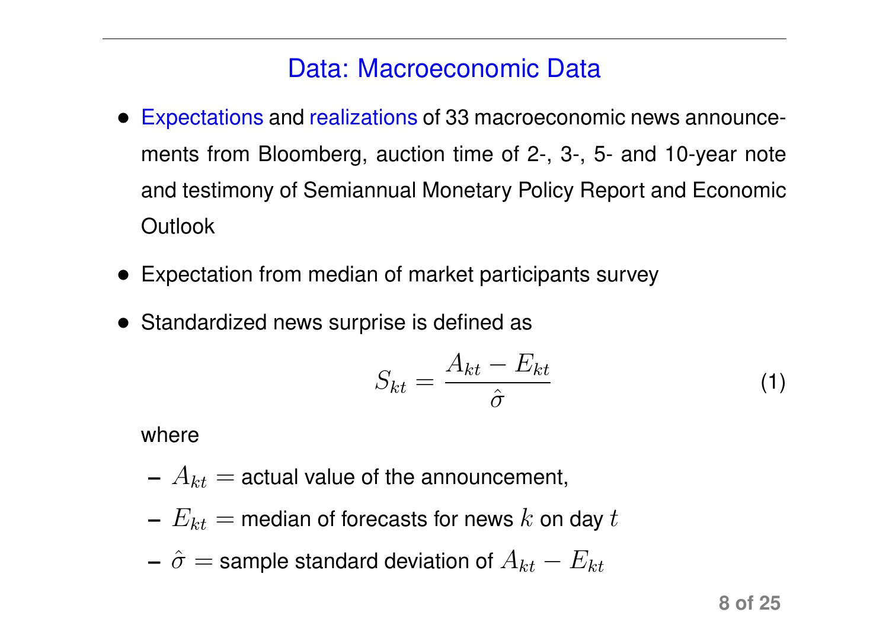## Data: Macroeconomic Data

- Expectations and realizations of 33 macroeconomic news announcements from Bloomberg, auction time of 2-, 3-, 5- and 10-year note and testimony of Semiannual Monetary Policy Report and Economic Outlook
- Expectation from median of market participants survey
- Standardized news surprise is defined as

$$S_{kt} = \frac{A_{kt} - E_{kt}}{\hat{\sigma}} \tag{1}$$

  where

  - $A_{kt} =$ actual value of the announcement,
  - $E_{kt} =$ median of forecasts for news $k$ on day $t$
  - $\hat{\sigma} =$ sample standard deviation of $A_{kt} - E_{kt}$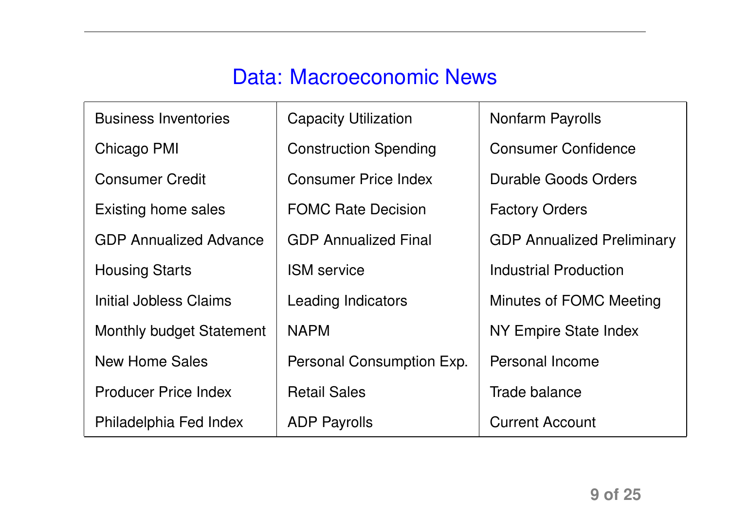## Data: Macroeconomic News

| | | |
|---|---|---|
| Business Inventories | Capacity Utilization | Nonfarm Payrolls |
| Chicago PMI | Construction Spending | Consumer Confidence |
| Consumer Credit | Consumer Price Index | Durable Goods Orders |
| Existing home sales | FOMC Rate Decision | Factory Orders |
| GDP Annualized Advance | GDP Annualized Final | GDP Annualized Preliminary |
| Housing Starts | ISM service | Industrial Production |
| Initial Jobless Claims | Leading Indicators | Minutes of FOMC Meeting |
| Monthly budget Statement | NAPM | NY Empire State Index |
| New Home Sales | Personal Consumption Exp. | Personal Income |
| Producer Price Index | Retail Sales | Trade balance |
| Philadelphia Fed Index | ADP Payrolls | Current Account |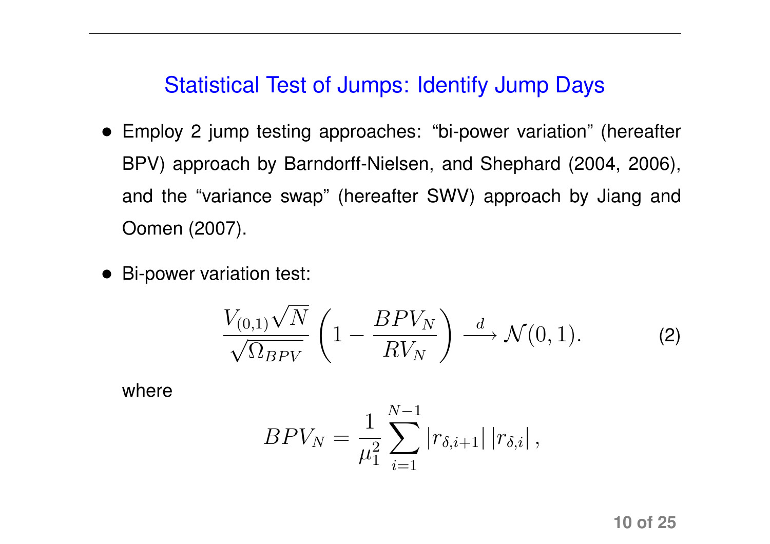## Statistical Test of Jumps: Identify Jump Days

- Employ 2 jump testing approaches: "bi-power variation" (hereafter BPV) approach by Barndorff-Nielsen, and Shephard (2004, 2006), and the "variance swap" (hereafter SWV) approach by Jiang and Oomen (2007).

- Bi-power variation test:

$$\frac{V_{(0,1)}\sqrt{N}}{\sqrt{\Omega_{BPV}}}\left(1 - \frac{BPV_N}{RV_N}\right) \xrightarrow{d} \mathcal{N}(0,1). \tag{2}$$

  where

$$BPV_N = \frac{1}{\mu_1^2}\sum_{i=1}^{N-1} |r_{\delta,i+1}|\,|r_{\delta,i}|\,,$$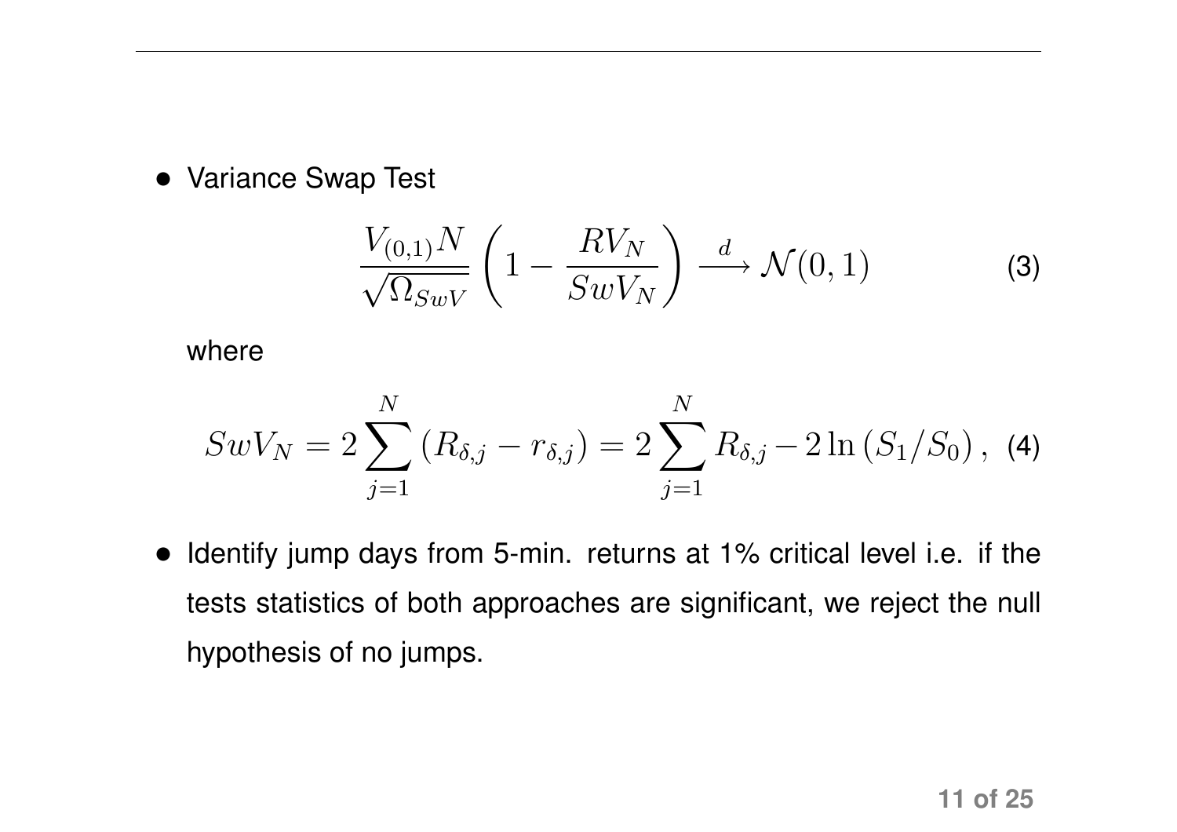- Variance Swap Test

$$\frac{V_{(0,1)}N}{\sqrt{\Omega_{SwV}}}\left(1-\frac{RV_N}{SwV_N}\right)\xrightarrow{d}\mathcal{N}(0,1) \tag{3}$$

  where

$$SwV_N = 2\sum_{j=1}^{N}\left(R_{\delta,j}-r_{\delta,j}\right) = 2\sum_{j=1}^{N}R_{\delta,j} - 2\ln\left(S_1/S_0\right), \tag{4}$$

- Identify jump days from 5-min. returns at 1% critical level i.e. if the tests statistics of both approaches are significant, we reject the null hypothesis of no jumps.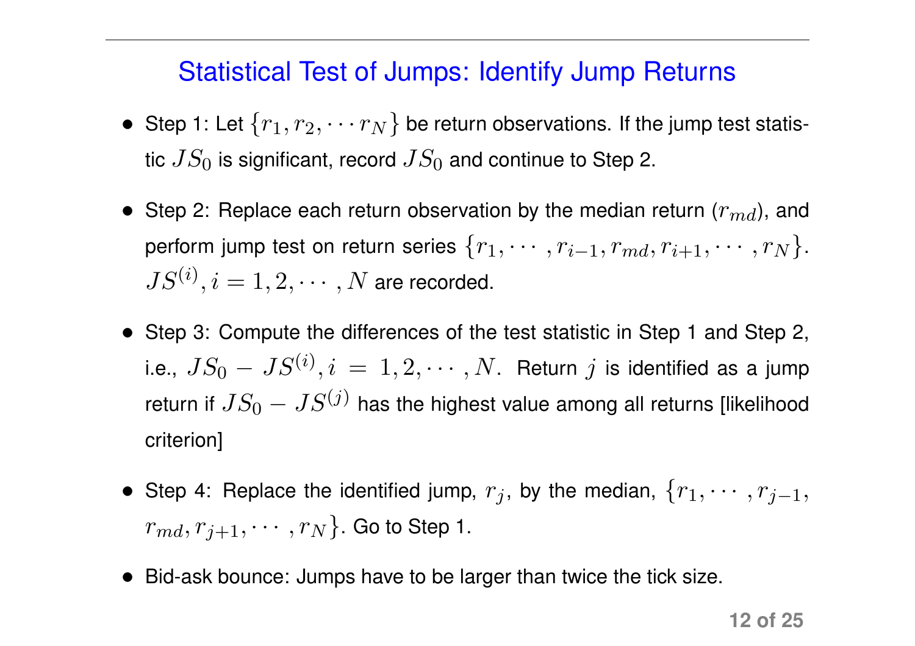## Statistical Test of Jumps: Identify Jump Returns

- Step 1: Let $\{r_1, r_2, \cdots r_N\}$ be return observations. If the jump test statistic $JS_0$ is significant, record $JS_0$ and continue to Step 2.
- Step 2: Replace each return observation by the median return ($r_{md}$), and perform jump test on return series $\{r_1, \cdots, r_{i-1}, r_{md}, r_{i+1}, \cdots, r_N\}$. $JS^{(i)}, i = 1, 2, \cdots, N$ are recorded.
- Step 3: Compute the differences of the test statistic in Step 1 and Step 2, i.e., $JS_0 - JS^{(i)}, i = 1, 2, \cdots, N$. Return $j$ is identified as a jump return if $JS_0 - JS^{(j)}$ has the highest value among all returns [likelihood criterion]
- Step 4: Replace the identified jump, $r_j$, by the median, $\{r_1, \cdots, r_{j-1}, r_{md}, r_{j+1}, \cdots, r_N\}$. Go to Step 1.
- Bid-ask bounce: Jumps have to be larger than twice the tick size.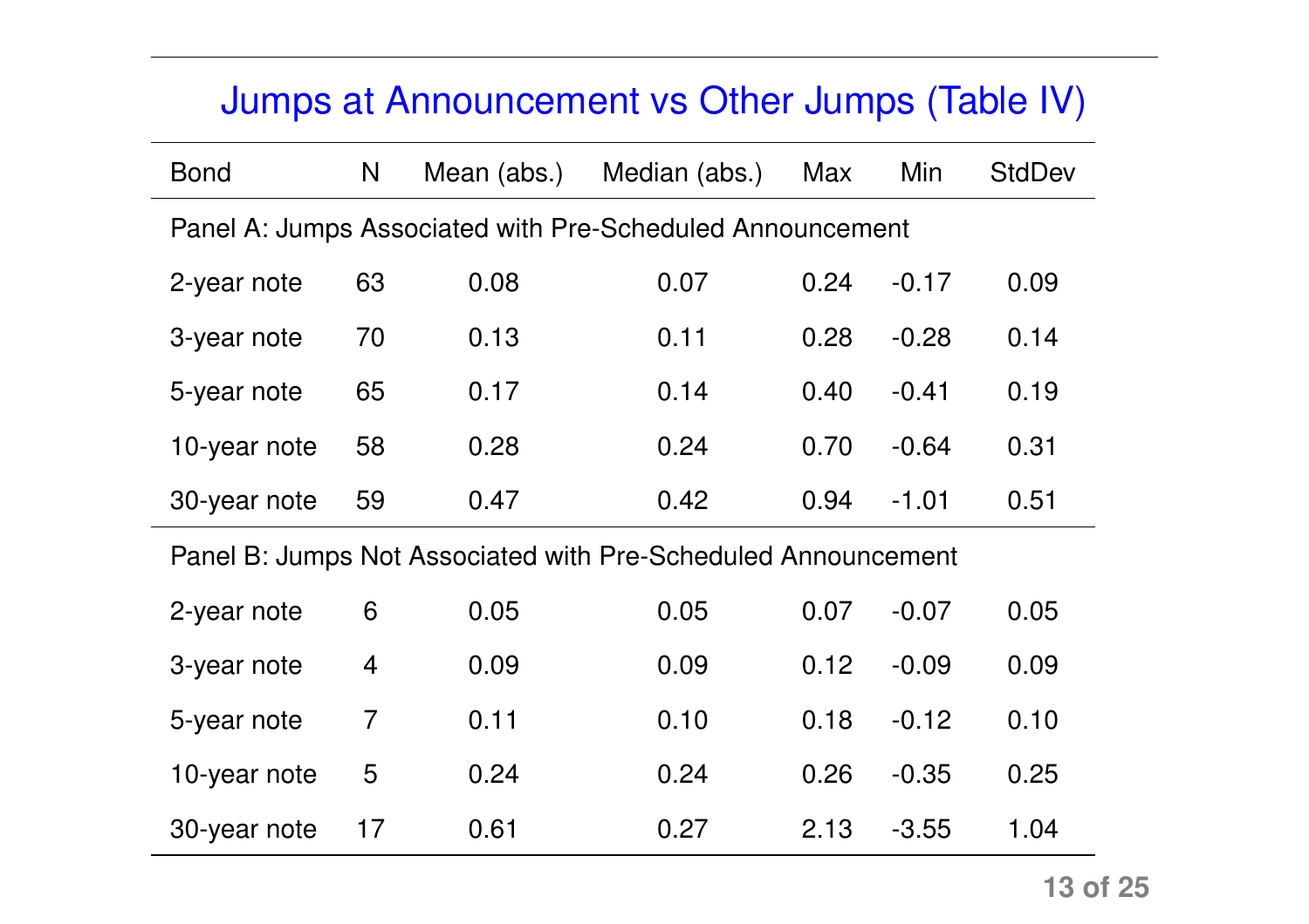## Jumps at Announcement vs Other Jumps (Table IV)

| Bond | N | Mean (abs.) | Median (abs.) | Max | Min | StdDev |
|---|---|---|---|---|---|---|
| Panel A: Jumps Associated with Pre-Scheduled Announcement | | | | | | |
| 2-year note | 63 | 0.08 | 0.07 | 0.24 | -0.17 | 0.09 |
| 3-year note | 70 | 0.13 | 0.11 | 0.28 | -0.28 | 0.14 |
| 5-year note | 65 | 0.17 | 0.14 | 0.40 | -0.41 | 0.19 |
| 10-year note | 58 | 0.28 | 0.24 | 0.70 | -0.64 | 0.31 |
| 30-year note | 59 | 0.47 | 0.42 | 0.94 | -1.01 | 0.51 |
| Panel B: Jumps Not Associated with Pre-Scheduled Announcement | | | | | | |
| 2-year note | 6 | 0.05 | 0.05 | 0.07 | -0.07 | 0.05 |
| 3-year note | 4 | 0.09 | 0.09 | 0.12 | -0.09 | 0.09 |
| 5-year note | 7 | 0.11 | 0.10 | 0.18 | -0.12 | 0.10 |
| 10-year note | 5 | 0.24 | 0.24 | 0.26 | -0.35 | 0.25 |
| 30-year note | 17 | 0.61 | 0.27 | 2.13 | -3.55 | 1.04 |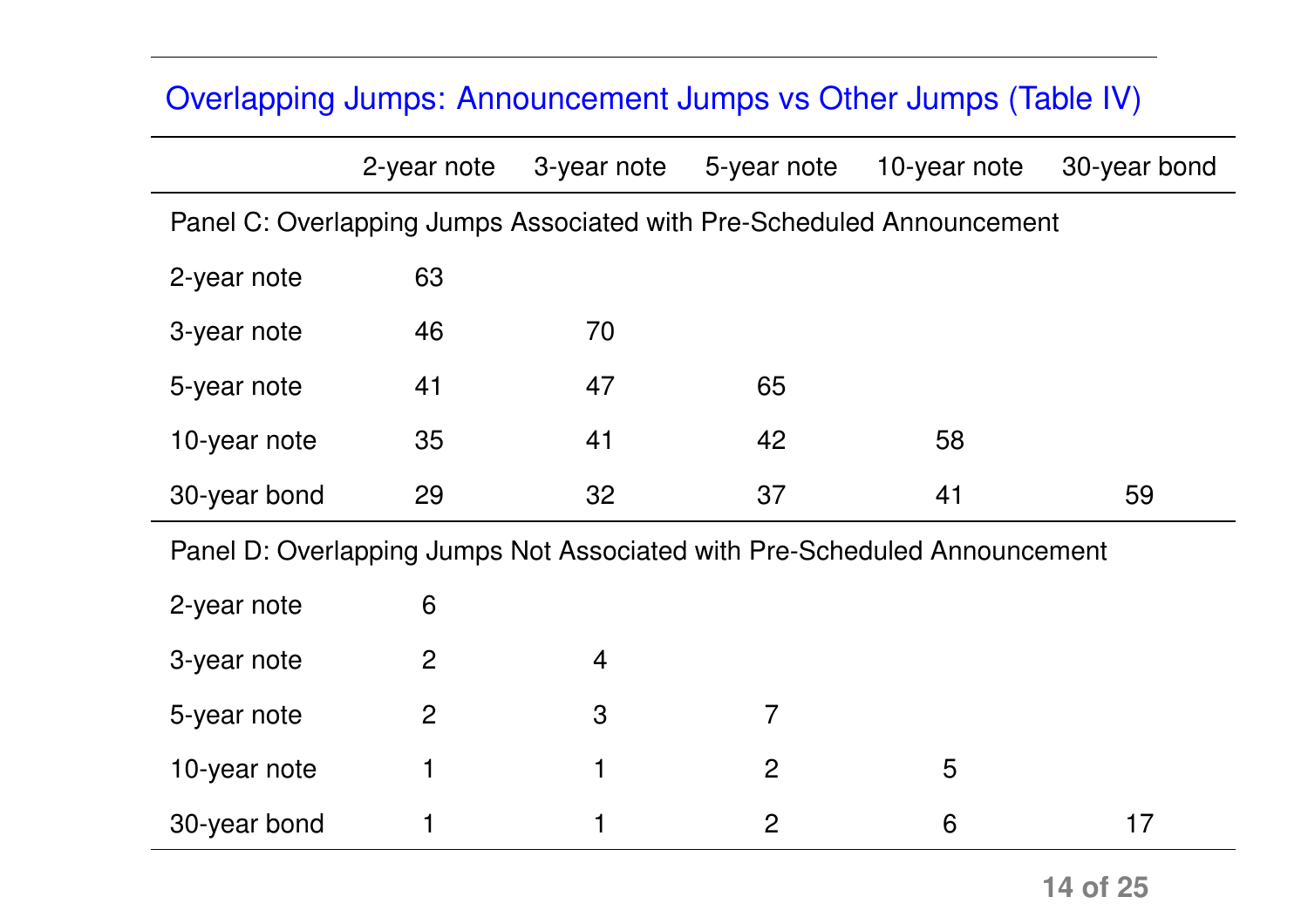## Overlapping Jumps: Announcement Jumps vs Other Jumps (Table IV)

| | 2-year note | 3-year note | 5-year note | 10-year note | 30-year bond |
|---|---|---|---|---|---|
| **Panel C: Overlapping Jumps Associated with Pre-Scheduled Announcement** | | | | | |
| 2-year note | 63 | | | | |
| 3-year note | 46 | 70 | | | |
| 5-year note | 41 | 47 | 65 | | |
| 10-year note | 35 | 41 | 42 | 58 | |
| 30-year bond | 29 | 32 | 37 | 41 | 59 |
| **Panel D: Overlapping Jumps Not Associated with Pre-Scheduled Announcement** | | | | | |
| 2-year note | 6 | | | | |
| 3-year note | 2 | 4 | | | |
| 5-year note | 2 | 3 | 7 | | |
| 10-year note | 1 | 1 | 2 | 5 | |
| 30-year bond | 1 | 1 | 2 | 6 | 17 |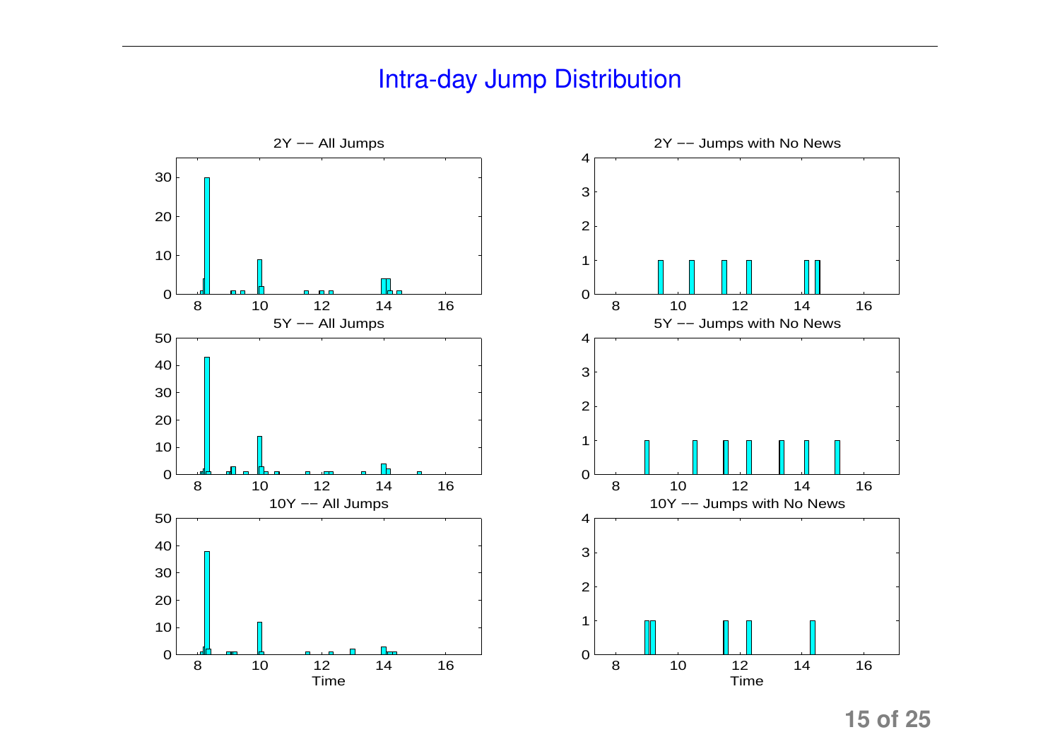# Intra-day Jump Distribution

2Y -- All Jumps

2Y -- Jumps with No News

5Y -- All Jumps

5Y -- Jumps with No News

10Y -- All Jumps

10Y -- Jumps with No News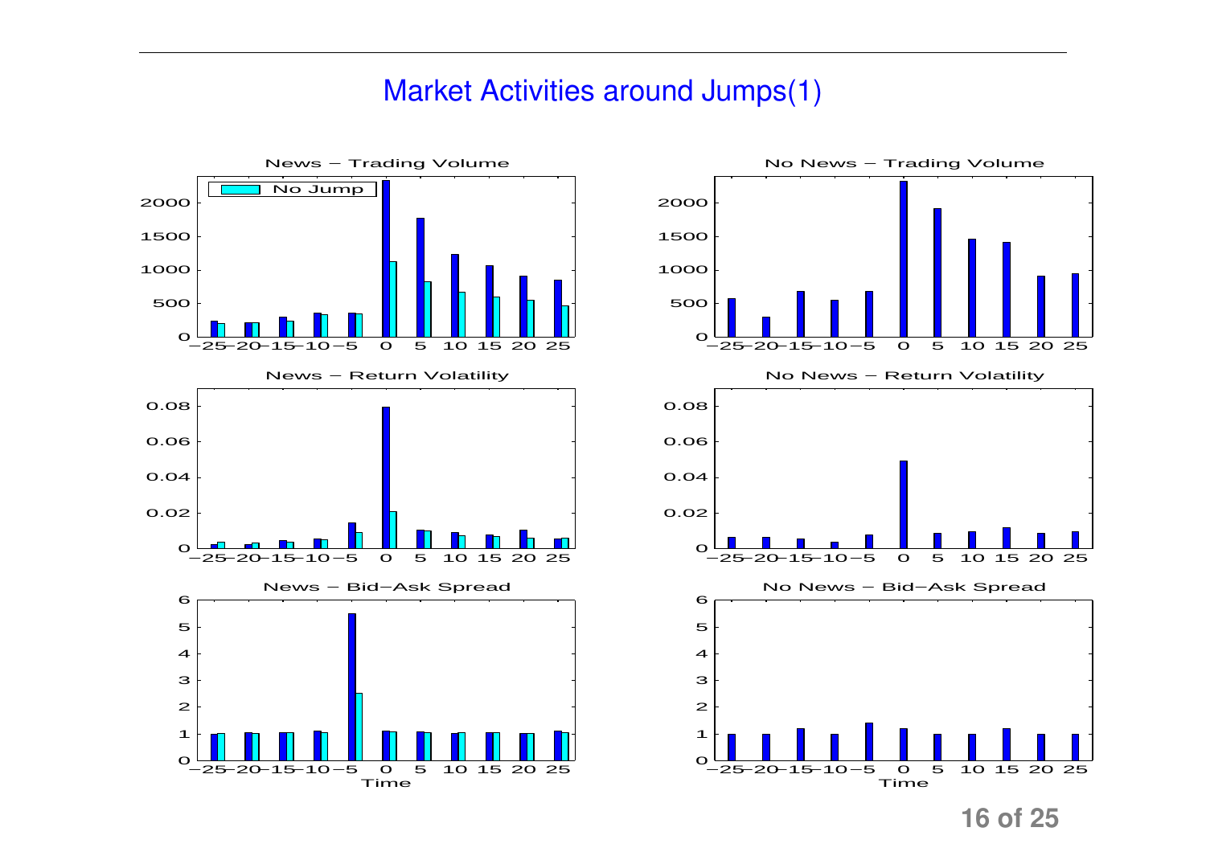# Market Activities around Jumps(1)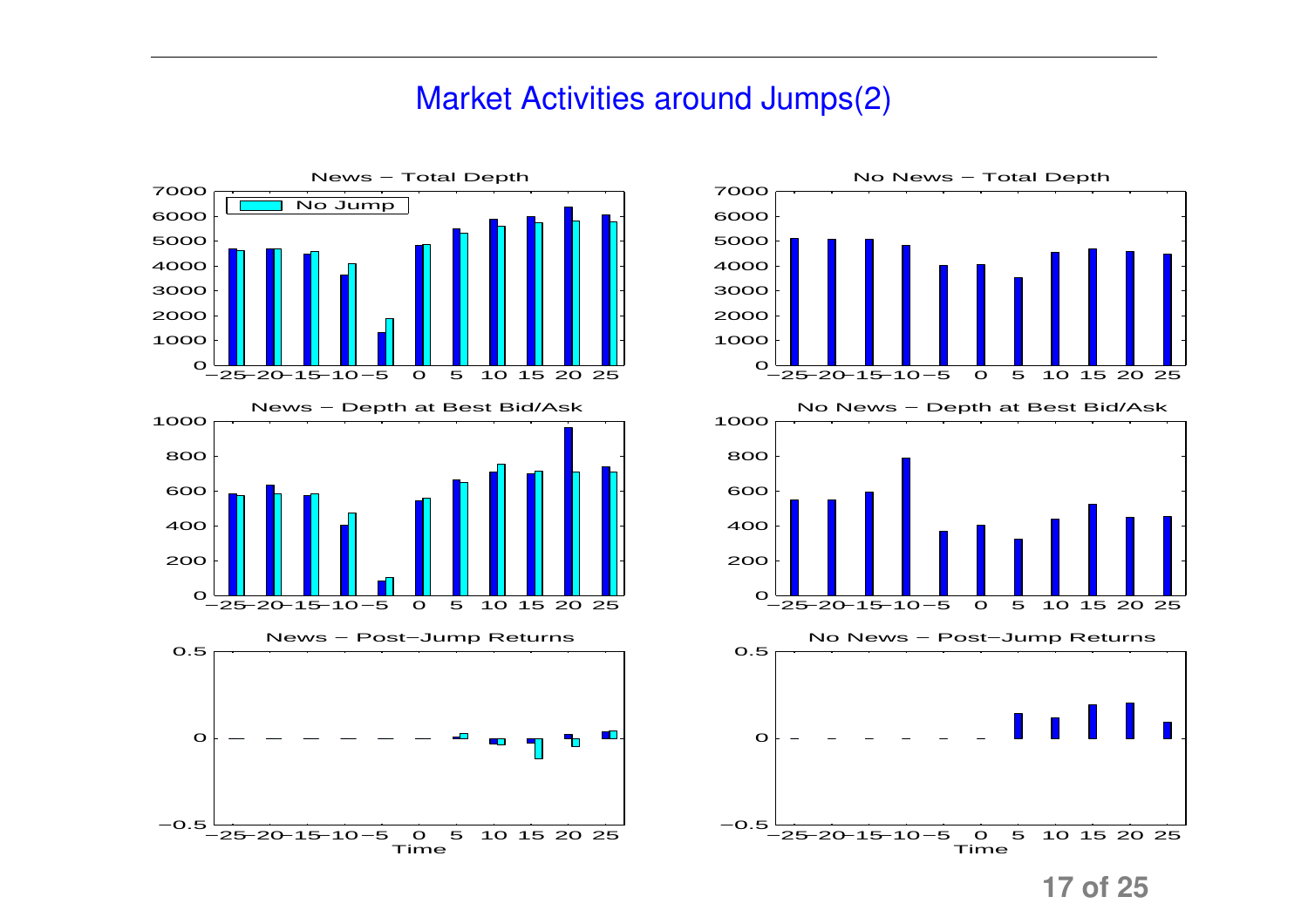# Market Activities around Jumps(2)

News − Total Depth

No News − Total Depth

News − Depth at Best Bid/Ask

No News − Depth at Best Bid/Ask

News − Post−Jump Returns

No News − Post−Jump Returns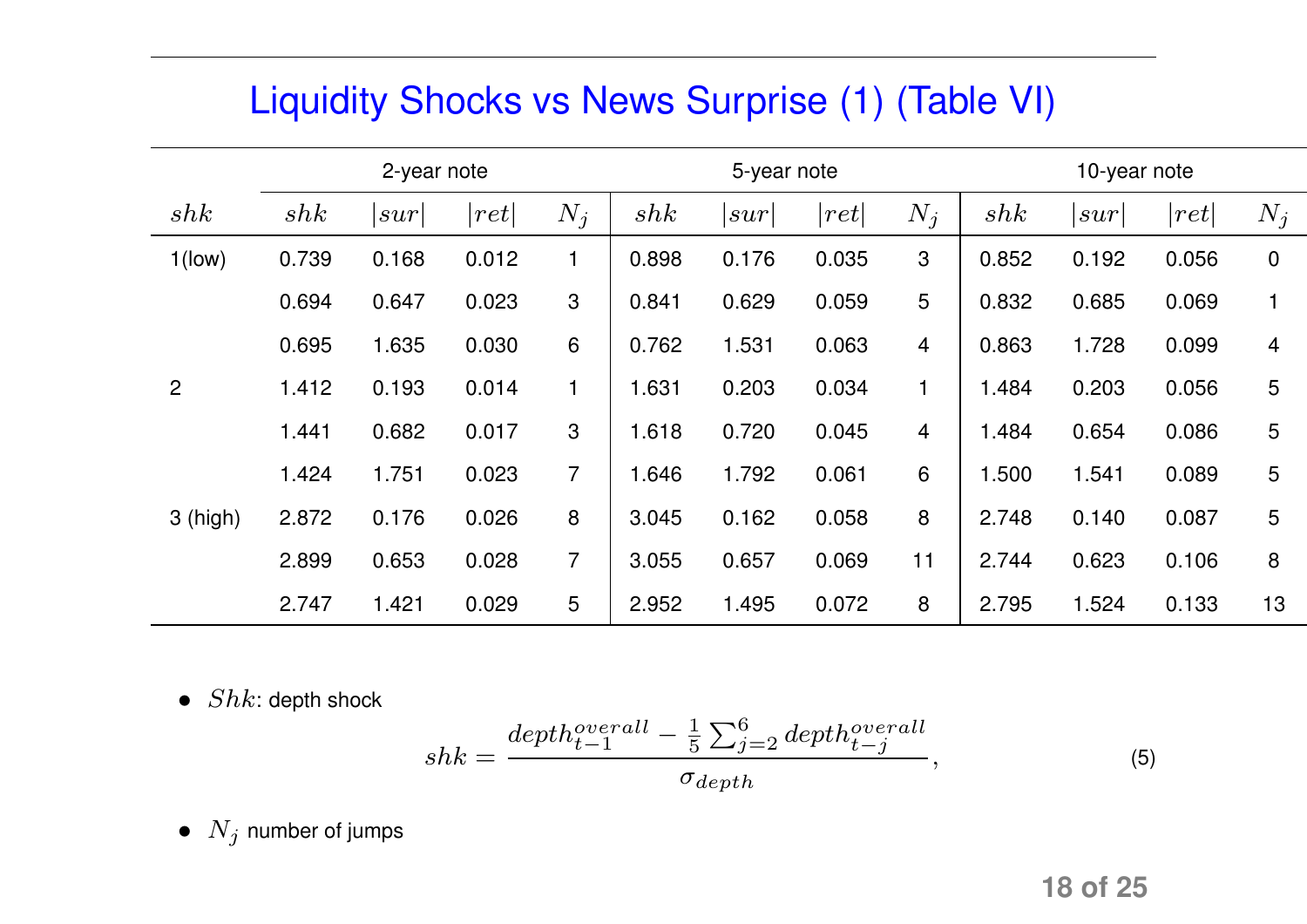# Liquidity Shocks vs News Surprise (1) (Table VI)

| | 2-year note | | | | 5-year note | | | | 10-year note | | | |
|---|---|---|---|---|---|---|---|---|---|---|---|---|
| $shk$ | $shk$ | $\|sur\|$ | $\|ret\|$ | $N_j$ | $shk$ | $\|sur\|$ | $\|ret\|$ | $N_j$ | $shk$ | $\|sur\|$ | $\|ret\|$ | $N_j$ |
| 1(low) | 0.739 | 0.168 | 0.012 | 1 | 0.898 | 0.176 | 0.035 | 3 | 0.852 | 0.192 | 0.056 | 0 |
| | 0.694 | 0.647 | 0.023 | 3 | 0.841 | 0.629 | 0.059 | 5 | 0.832 | 0.685 | 0.069 | 1 |
| | 0.695 | 1.635 | 0.030 | 6 | 0.762 | 1.531 | 0.063 | 4 | 0.863 | 1.728 | 0.099 | 4 |
| 2 | 1.412 | 0.193 | 0.014 | 1 | 1.631 | 0.203 | 0.034 | 1 | 1.484 | 0.203 | 0.056 | 5 |
| | 1.441 | 0.682 | 0.017 | 3 | 1.618 | 0.720 | 0.045 | 4 | 1.484 | 0.654 | 0.086 | 5 |
| | 1.424 | 1.751 | 0.023 | 7 | 1.646 | 1.792 | 0.061 | 6 | 1.500 | 1.541 | 0.089 | 5 |
| 3 (high) | 2.872 | 0.176 | 0.026 | 8 | 3.045 | 0.162 | 0.058 | 8 | 2.748 | 0.140 | 0.087 | 5 |
| | 2.899 | 0.653 | 0.028 | 7 | 3.055 | 0.657 | 0.069 | 11 | 2.744 | 0.623 | 0.106 | 8 |
| | 2.747 | 1.421 | 0.029 | 5 | 2.952 | 1.495 | 0.072 | 8 | 2.795 | 1.524 | 0.133 | 13 |

- $Shk$: depth shock

$$shk = \frac{depth_{t-1}^{overall} - \frac{1}{5}\sum_{j=2}^{6} depth_{t-j}^{overall}}{\sigma_{depth}}, \qquad (5)$$

- $N_j$ number of jumps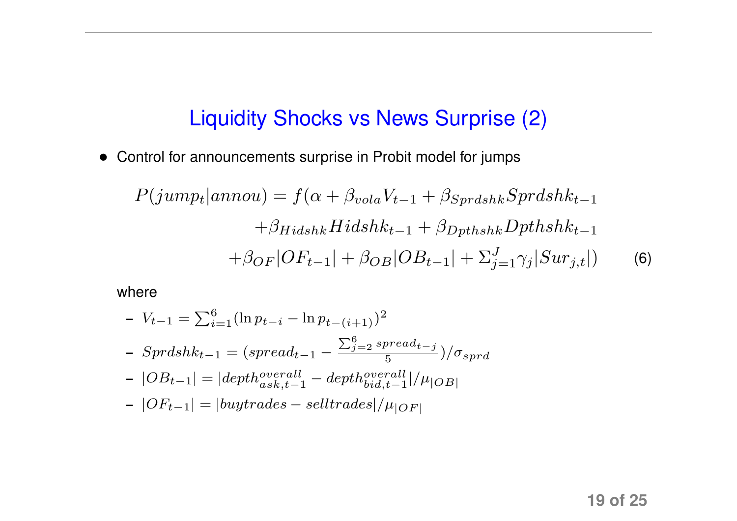## Liquidity Shocks vs News Surprise (2)

- Control for announcements surprise in Probit model for jumps

$$
\begin{aligned}
P(jump_t|annou) = f(\alpha + \beta_{vola}V_{t-1} + \beta_{Sprdshk}Sprdshk_{t-1} \\
+\beta_{Hidshk}Hidshk_{t-1} + \beta_{Dpthshk}Dpthshk_{t-1} \\
+\beta_{OF}|OF_{t-1}| + \beta_{OB}|OB_{t-1}| + \Sigma_{j=1}^{J}\gamma_j|Sur_{j,t}|)
\end{aligned} \tag{6}
$$

where

- $V_{t-1} = \sum_{i=1}^{6}(\ln p_{t-i} - \ln p_{t-(i+1)})^2$
- $Sprdshk_{t-1} = (spread_{t-1} - \frac{\sum_{j=2}^{6} spread_{t-j}}{5})/\sigma_{sprd}$
- $|OB_{t-1}| = |depth^{overall}_{ask,t-1} - depth^{overall}_{bid,t-1}|/\mu_{|OB|}$
- $|OF_{t-1}| = |buytrades - selltrades|/\mu_{|OF|}$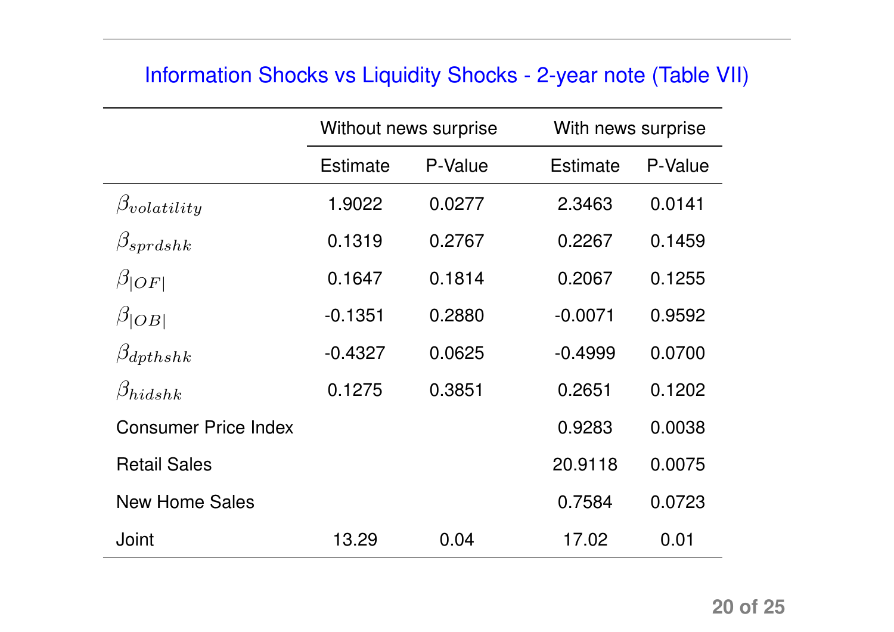## Information Shocks vs Liquidity Shocks - 2-year note (Table VII)

| | Without news surprise | | With news surprise | |
|---|---|---|---|---|
| | Estimate | P-Value | Estimate | P-Value |
| $\beta_{volatility}$ | 1.9022 | 0.0277 | 2.3463 | 0.0141 |
| $\beta_{sprdshk}$ | 0.1319 | 0.2767 | 0.2267 | 0.1459 |
| $\beta_{\|OF\|}$ | 0.1647 | 0.1814 | 0.2067 | 0.1255 |
| $\beta_{\|OB\|}$ | -0.1351 | 0.2880 | -0.0071 | 0.9592 |
| $\beta_{dpthshk}$ | -0.4327 | 0.0625 | -0.4999 | 0.0700 |
| $\beta_{hidshk}$ | 0.1275 | 0.3851 | 0.2651 | 0.1202 |
| Consumer Price Index | | | 0.9283 | 0.0038 |
| Retail Sales | | | 20.9118 | 0.0075 |
| New Home Sales | | | 0.7584 | 0.0723 |
| Joint | 13.29 | 0.04 | 17.02 | 0.01 |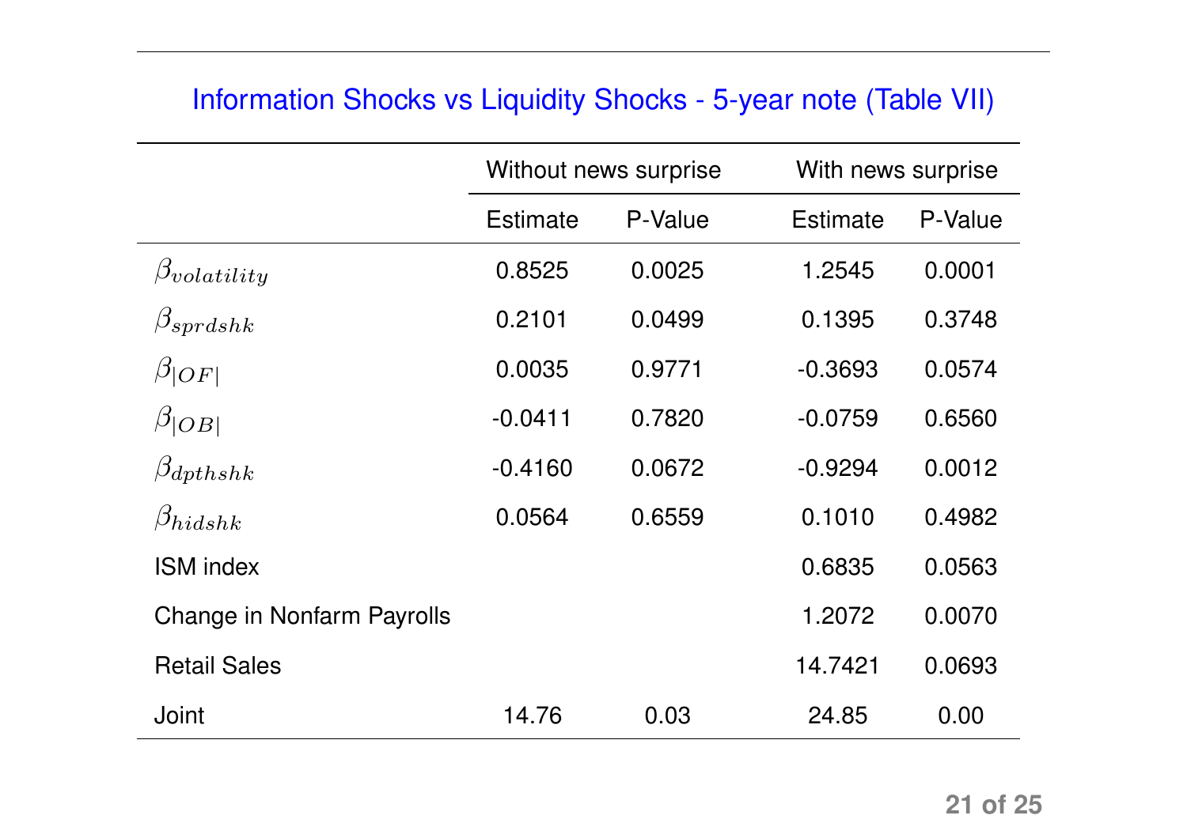## Information Shocks vs Liquidity Shocks - 5-year note (Table VII)

| | Without news surprise | | With news surprise | |
|---|---|---|---|---|
| | Estimate | P-Value | Estimate | P-Value |
| $\beta_{volatility}$ | 0.8525 | 0.0025 | 1.2545 | 0.0001 |
| $\beta_{sprdshk}$ | 0.2101 | 0.0499 | 0.1395 | 0.3748 |
| $\beta_{\|OF\|}$ | 0.0035 | 0.9771 | -0.3693 | 0.0574 |
| $\beta_{\|OB\|}$ | -0.0411 | 0.7820 | -0.0759 | 0.6560 |
| $\beta_{dpthshk}$ | -0.4160 | 0.0672 | -0.9294 | 0.0012 |
| $\beta_{hidshk}$ | 0.0564 | 0.6559 | 0.1010 | 0.4982 |
| ISM index | | | 0.6835 | 0.0563 |
| Change in Nonfarm Payrolls | | | 1.2072 | 0.0070 |
| Retail Sales | | | 14.7421 | 0.0693 |
| Joint | 14.76 | 0.03 | 24.85 | 0.00 |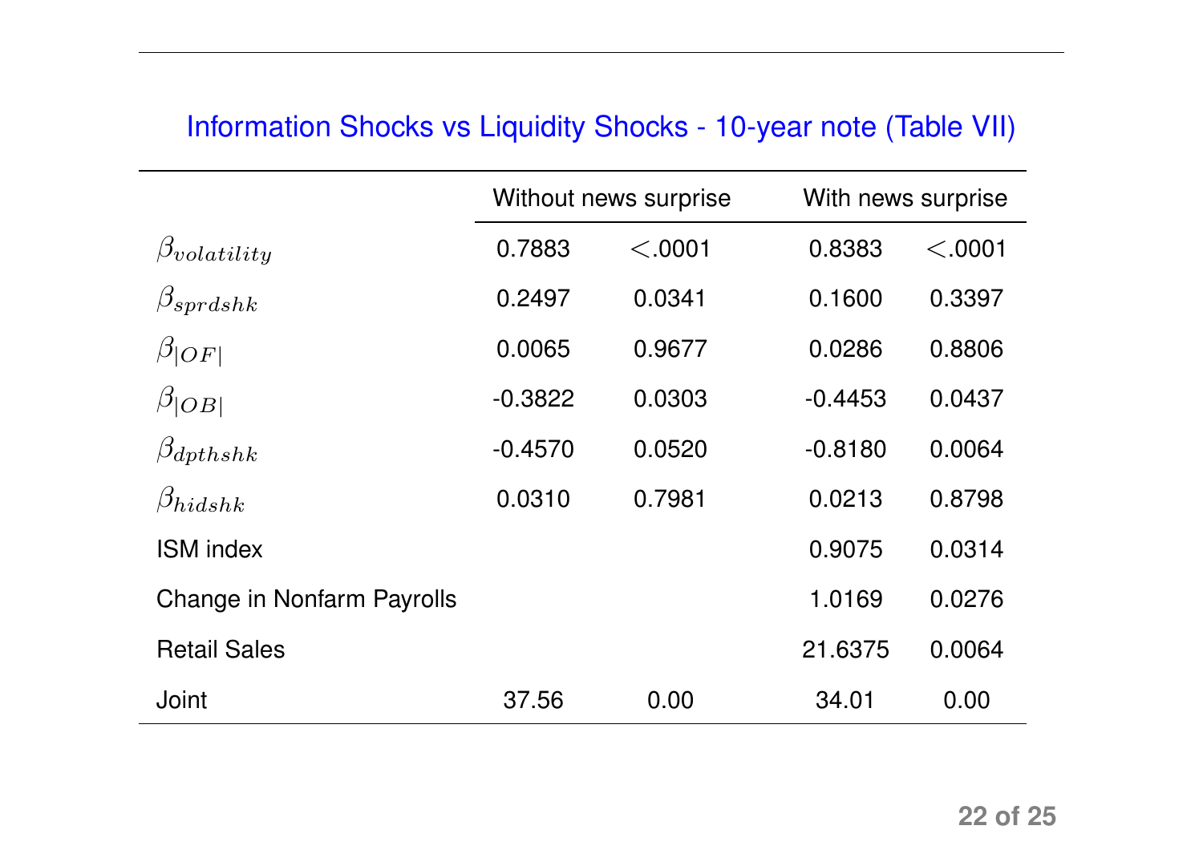## Information Shocks vs Liquidity Shocks - 10-year note (Table VII)

| | Without news surprise | | With news surprise | |
|---|---|---|---|---|
| $\beta_{volatility}$ | 0.7883 | $<$.0001 | 0.8383 | $<$.0001 |
| $\beta_{sprdshk}$ | 0.2497 | 0.0341 | 0.1600 | 0.3397 |
| $\beta_{\|OF\|}$ | 0.0065 | 0.9677 | 0.0286 | 0.8806 |
| $\beta_{\|OB\|}$ | -0.3822 | 0.0303 | -0.4453 | 0.0437 |
| $\beta_{dpthshk}$ | -0.4570 | 0.0520 | -0.8180 | 0.0064 |
| $\beta_{hidshk}$ | 0.0310 | 0.7981 | 0.0213 | 0.8798 |
| ISM index | | | 0.9075 | 0.0314 |
| Change in Nonfarm Payrolls | | | 1.0169 | 0.0276 |
| Retail Sales | | | 21.6375 | 0.0064 |
| Joint | 37.56 | 0.00 | 34.01 | 0.00 |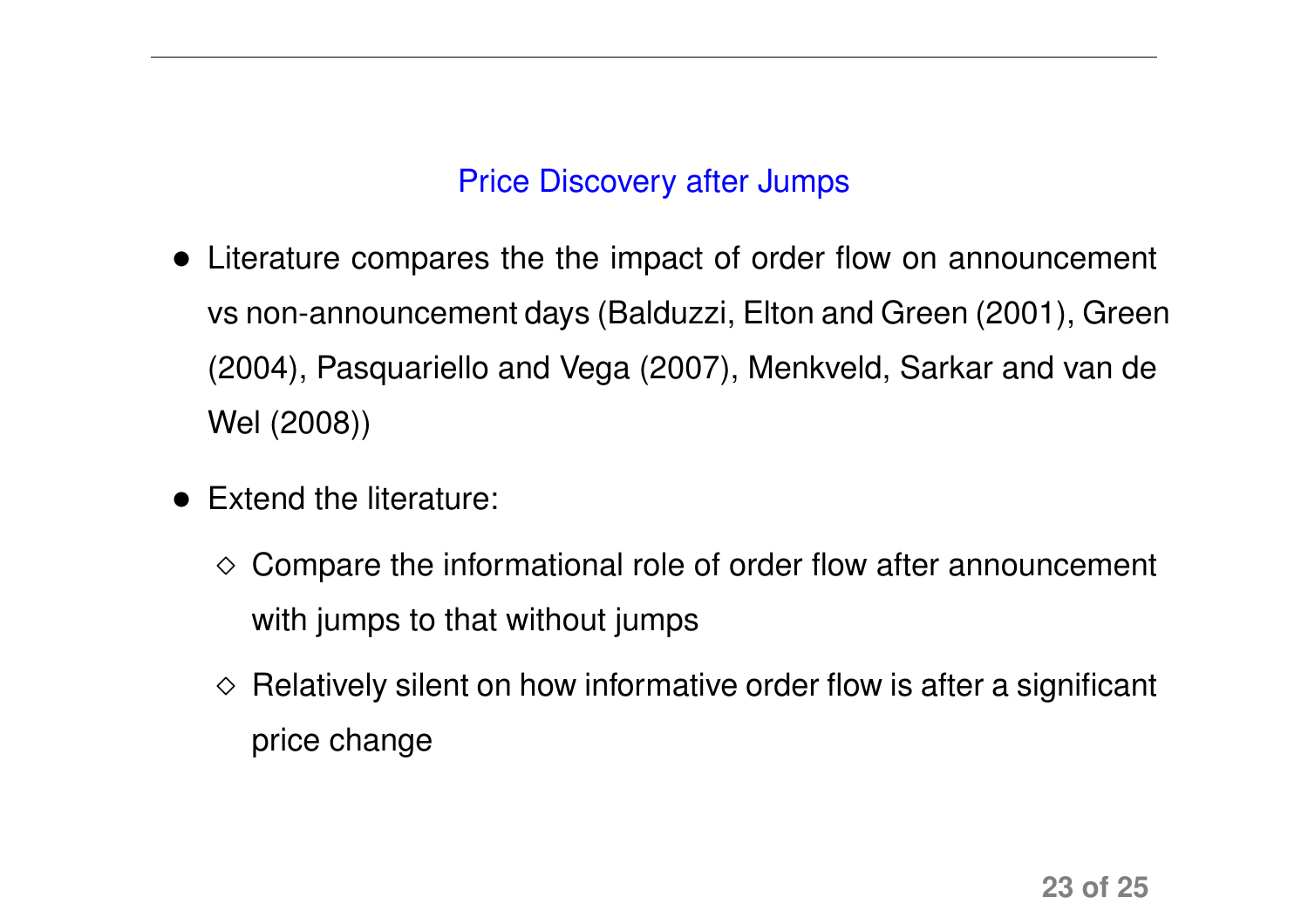## Price Discovery after Jumps

- Literature compares the the impact of order flow on announcement vs non-announcement days (Balduzzi, Elton and Green (2001), Green (2004), Pasquariello and Vega (2007), Menkveld, Sarkar and van de Wel (2008))
- Extend the literature:
  - Compare the informational role of order flow after announcement with jumps to that without jumps
  - Relatively silent on how informative order flow is after a significant price change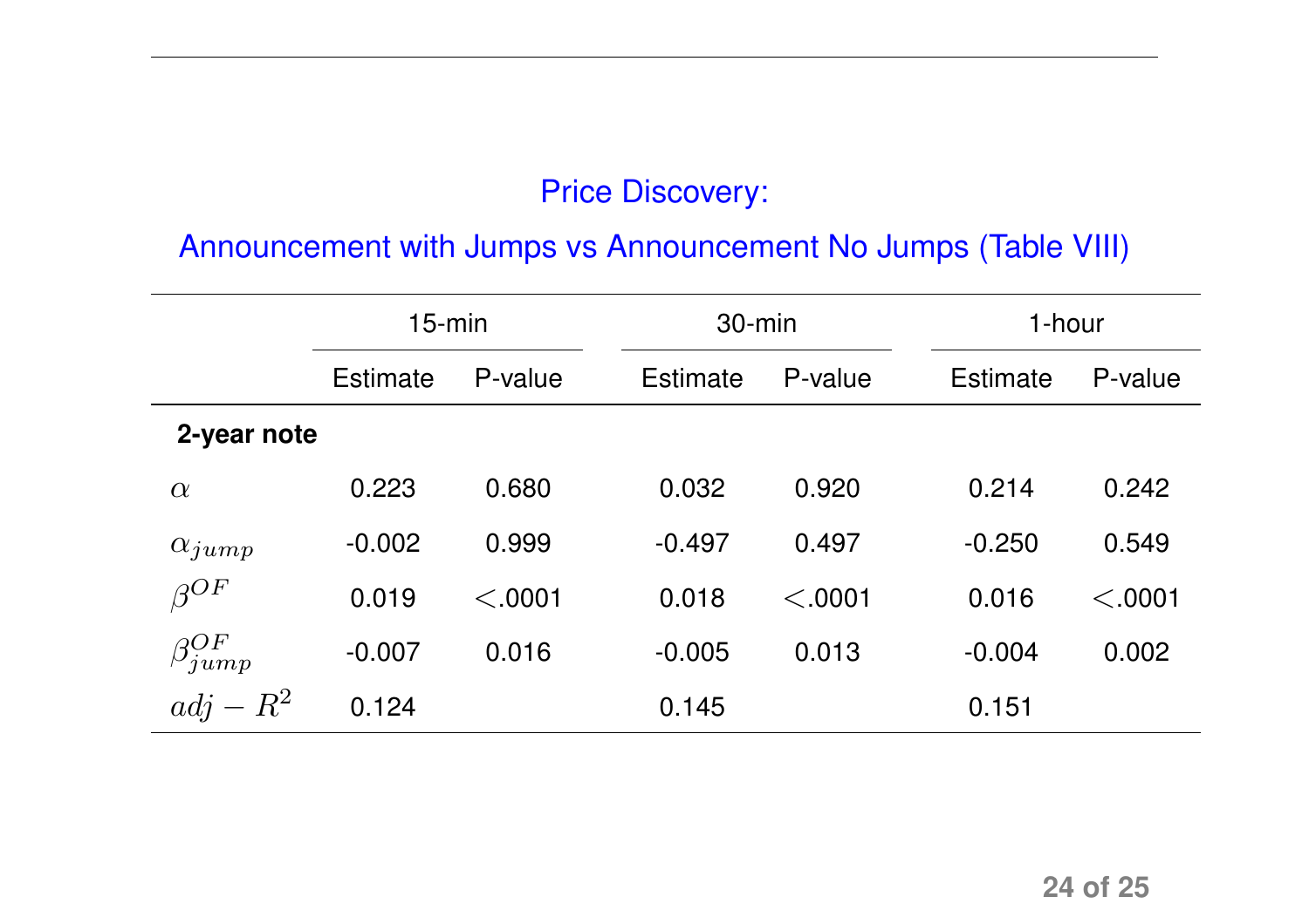## Price Discovery:

## Announcement with Jumps vs Announcement No Jumps (Table VIII)

| | 15-min | | 30-min | | 1-hour | |
|---|---|---|---|---|---|---|
| | Estimate | P-value | Estimate | P-value | Estimate | P-value |
| **2-year note** | | | | | | |
| $\alpha$ | 0.223 | 0.680 | 0.032 | 0.920 | 0.214 | 0.242 |
| $\alpha_{jump}$ | -0.002 | 0.999 | -0.497 | 0.497 | -0.250 | 0.549 |
| $\beta^{OF}$ | 0.019 | $<.0001$ | 0.018 | $<.0001$ | 0.016 | $<.0001$ |
| $\beta^{OF}_{jump}$ | -0.007 | 0.016 | -0.005 | 0.013 | -0.004 | 0.002 |
| $adj-R^2$ | 0.124 | | 0.145 | | 0.151 | |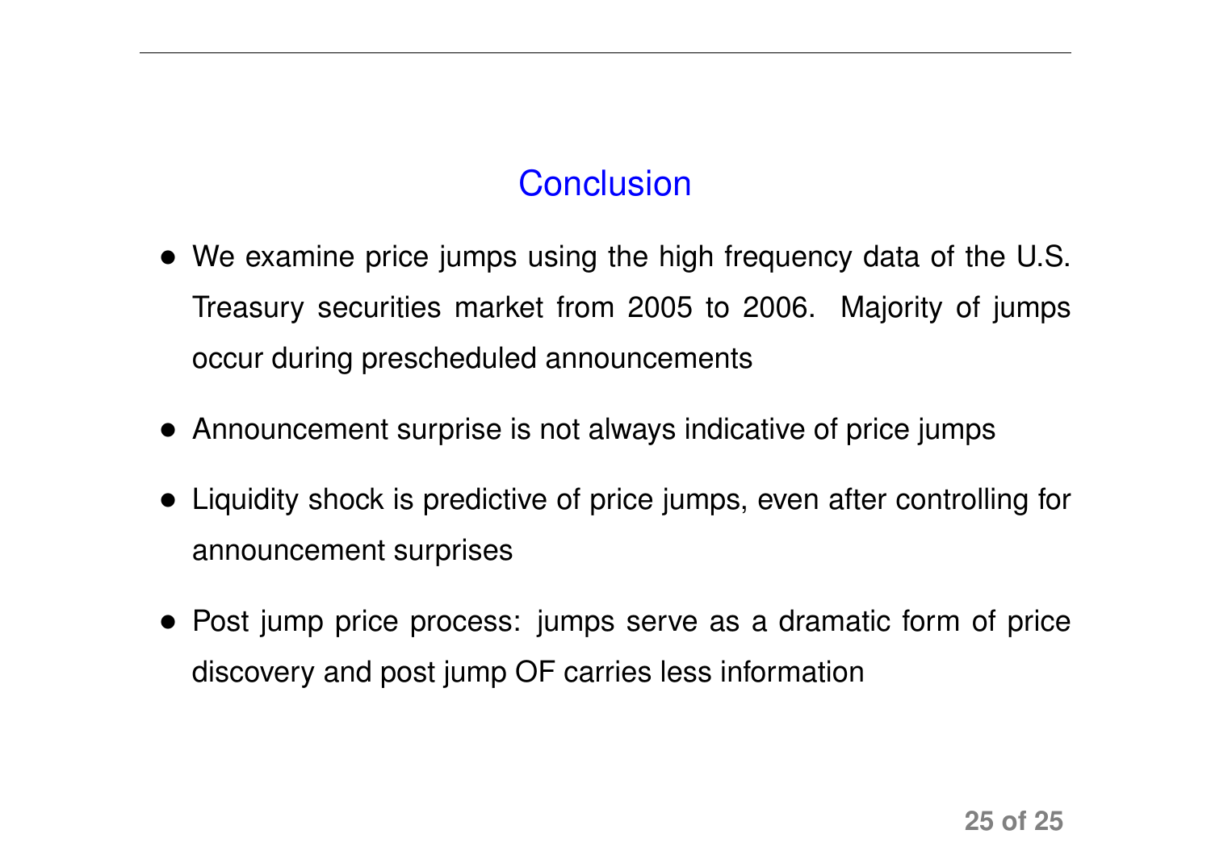## Conclusion

- We examine price jumps using the high frequency data of the U.S. Treasury securities market from 2005 to 2006. Majority of jumps occur during prescheduled announcements
- Announcement surprise is not always indicative of price jumps
- Liquidity shock is predictive of price jumps, even after controlling for announcement surprises
- Post jump price process: jumps serve as a dramatic form of price discovery and post jump OF carries less information